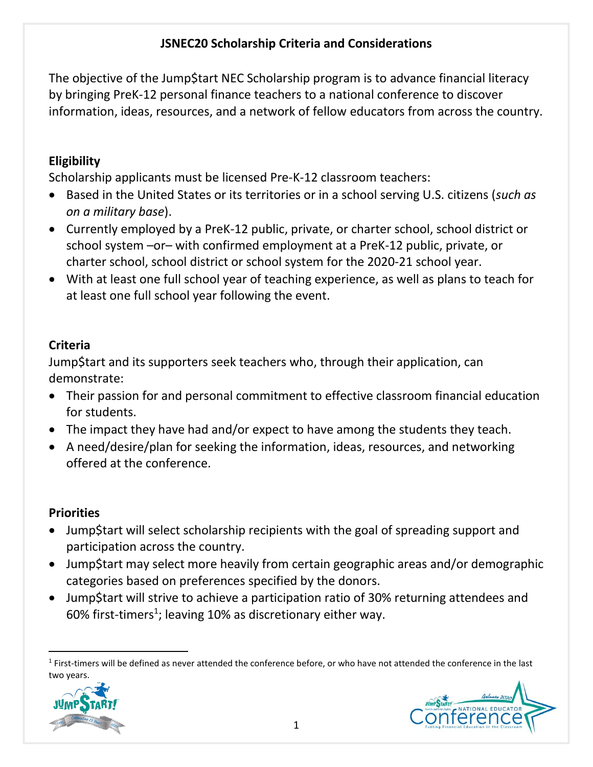# JSNEC20 Scholarship Criteria and Considerations

The objective of the Jump$tart NEC Scholarship program is to advance financial literacy by bringing PreK-12 personal finance teachers to a national conference to discover information, ideas, resources, and a network of fellow educators from across the country.

## Eligibility

Scholarship applicants must be licensed Pre-K-12 classroom teachers:

- Based in the United States or its territories or in a school serving U.S. citizens (*such as on a military base*).
- Currently employed by a PreK-12 public, private, or charter school, school district or school system –or– with confirmed employment at a PreK-12 public, private, or charter school, school district or school system for the 2020-21 school year.
- With at least one full school year of teaching experience, as well as plans to teach for at least one full school year following the event.

## Criteria

Jump$tart and its supporters seek teachers who, through their application, can demonstrate:

- Their passion for and personal commitment to effective classroom financial education for students.
- The impact they have had and/or expect to have among the students they teach.
- A need/desire/plan for seeking the information, ideas, resources, and networking offered at the conference.

## Priorities

- Jump$tart will select scholarship recipients with the goal of spreading support and participation across the country.
- Jump$tart may select more heavily from certain geographic areas and/or demographic categories based on preferences specified by the donors.
- Jump$tart will strive to achieve a participation ratio of 30% returning attendees and 60% first-timers[1]; leaving 10% as discretionary either way.

[1] First-timers will be defined as never attended the conference before, or who have not attended the conference in the last two years.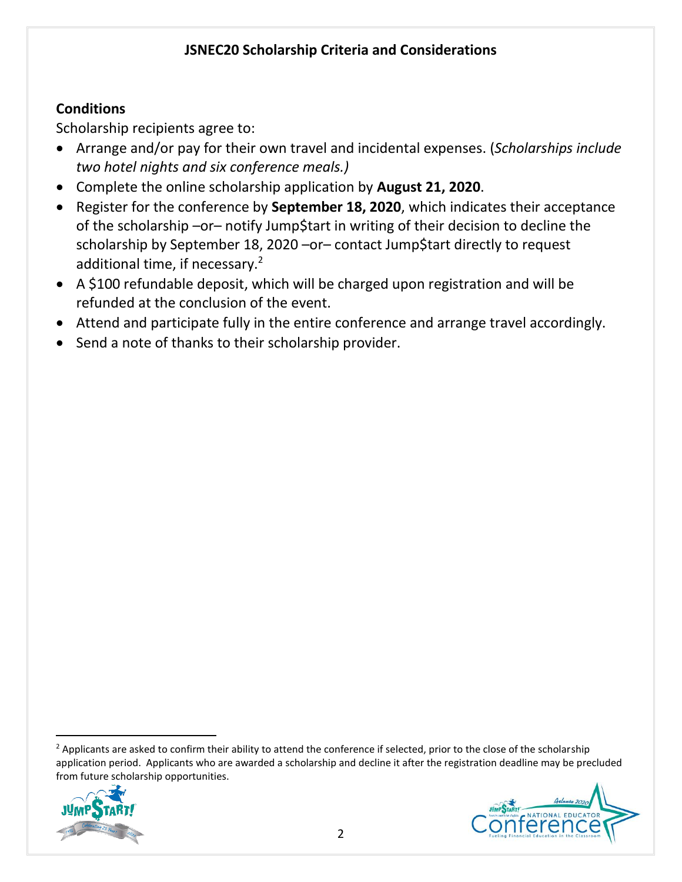## Conditions

Scholarship recipients agree to:

- Arrange and/or pay for their own travel and incidental expenses. (*Scholarships include two hotel nights and six conference meals.)*
- Complete the online scholarship application by **August 21, 2020**.
- Register for the conference by **September 18, 2020**, which indicates their acceptance of the scholarship –or– notify Jump$tart in writing of their decision to decline the scholarship by September 18, 2020 –or– contact Jump$tart directly to request additional time, if necessary.[2]
- A $100 refundable deposit, which will be charged upon registration and will be refunded at the conclusion of the event.
- Attend and participate fully in the entire conference and arrange travel accordingly.
- Send a note of thanks to their scholarship provider.

[2] Applicants are asked to confirm their ability to attend the conference if selected, prior to the close of the scholarship application period. Applicants who are awarded a scholarship and decline it after the registration deadline may be precluded from future scholarship opportunities.